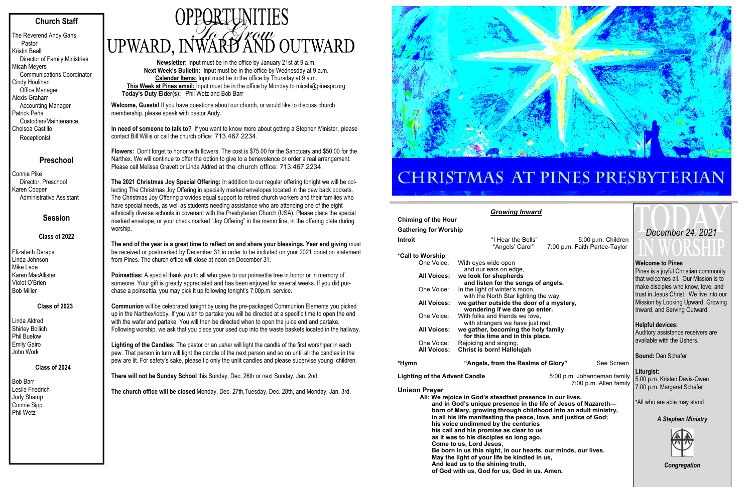## Church Staff

The Reverend Andy Gans
Pastor
Kristin Beall
Director of Family Ministries
Micah Meyers
Communications Coordinator
Cindy Houlihan
Office Manager
Alexis Graham
Accounting Manager
Patrick Peña
Custodian/Maintenance
Chelsea Castillo
Receptionist

## Preschool

Connie Pike
Director, Preschool
Karen Cooper
Administrative Assistant

## Session

### Class of 2022

Elizabeth Deraps
Linda Johnson
Mike Lade
Karen MacAllister
Violet O'Brien
Bob Miller

### Class of 2023

Linda Aldred
Shirley Bollich
Phil Buelow
Emily Gairo
John Work

### Class of 2024

Bob Barr
Leslie Friedrich
Judy Shamp
Connie Sipp
Phil Wetz

# OPPORTUNITIES To Grow UPWARD, INWARD AND OUTWARD

**Newsletter:** Input must be in the office by January 21st at 9 a.m.
**Next Week's Bulletin:** Input must be in the office by Wednesday at 9 a.m.
**Calendar Items:** Input must be in the office by Thursday at 9 a.m.
**This Week at Pines email:** Input must be in the office by Monday to micah@pinespc.org
**Today's Duty Elder(s):** Phil Wetz and Bob Barr

**Welcome, Guests!** If you have questions about our church, or would like to discuss church membership, please speak with pastor Andy.

**In need of someone to talk to?** If you want to know more about getting a Stephen Minister, please contact Bill Willis or call the church office: 713.467.2234.

**Flowers:** Don't forget to honor with flowers. The cost is $75.00 for the Sanctuary and $50.00 for the Narthex. We will continue to offer the option to give to a benevolence or order a real arrangement. Please call Melissa Gravett or Linda Aldred at the church office: 713.467.2234.

**The 2021 Christmas Joy Special Offering:** In addition to our regular offering tonight we will be collecting The Christmas Joy Offering in specially marked envelopes located in the pew back pockets. The Christmas Joy Offering provides equal support to retired church workers and their families who have special needs, as well as students needing assistance who are attending one of the eight ethnically diverse schools in covenant with the Presbyterian Church (USA). Please place the special marked envelope, or your check marked "Joy Offering" in the memo line, in the offering plate during worship.

**The end of the year is a great time to reflect on and share your blessings. Year end giving** must be received or postmarked by December 31 in order to be included on your 2021 donation statement from Pines. The church office will close at noon on December 31.

**Poinsettias:** A special thank you to all who gave to our poinsettia tree in honor or in memory of someone. Your gift is greatly appreciated and has been enjoyed for several weeks. If you did purchase a poinsettia, you may pick it up following tonight's 7:00p.m. service.

**Communion** will be celebrated tonight by using the pre-packaged Communion Elements you picked up in the Narthex/lobby. If you wish to partake you will be directed at a specific time to open the end with the wafer and partake. You will then be directed when to open the juice end and partake. Following worship, we ask that you place your used cup into the waste baskets located in the hallway.

**Lighting of the Candles:** The pastor or an usher will light the candle of the first worshiper in each pew. That person in turn will light the candle of the next person and so on until all the candles in the pew are lit. For safety's sake, please tip only the unlit candles and please supervise young children.

**There will not be Sunday School** this Sunday, Dec. 26th or next Sunday, Jan. 2nd.

**The church office will be closed** Monday, Dec. 27th, Tuesday, Dec. 28th, and Monday, Jan. 3rd.

# CHRISTMAS AT PINES PRESBYTERIAN

## TODAY IN WORSHIP

*December 24, 2021*

### *Growing Inward*

**Chiming of the Hour**

**Gathering for Worship**

**Introit** — "I Hear the Bells" — 5:00 p.m. Children
"Angels' Carol" — 7:00 p.m. Faith Partee-Taylor

***Call to Worship**

One Voice: With eyes wide open
and our ears on edge,
**All Voices: we look for shepherds
and listen for the songs of angels.**
One Voice: In the light of winter's moon,
with the North Star lighting the way,
**All Voices: we gather outside the door of a mystery,
wondering if we dare go enter.**
One Voice: With folks and friends we love,
with strangers we have just met,
**All Voices: we gather, becoming the holy family
for this time and in this place.**
One Voice: Rejoicing and singing,
**All Voices: Christ is born! Hallelujah**

***Hymn** — **"Angels, from the Realms of Glory"** — See Screen

**Lighting of the Advent Candle** — 5:00 p.m. Johanneman family
7:00 p.m. Allen family

**Unison Prayer**

**All: We rejoice in God's steadfast presence in our lives,
and in God's unique presence in the life of Jesus of Nazareth—
born of Mary, growing through childhood into an adult ministry,
in all his life manifesting the peace, love, and justice of God;
his voice undimmed by the centuries
his call and his promise as clear to us
as it was to his disciples so long ago.
Come to us, Lord Jesus,
Be born in us this night, in our hearts, our minds, our lives.
May the light of your life be kindled in us,
And lead us to the shining truth,
of God with us, God for us, God in us. Amen.**

**Welcome to Pines**
Pines is a joyful Christian community that welcomes all. Our Mission is to make disciples who know, love, and trust in Jesus Christ. We live into our Mission by Looking Upward, Growing Inward, and Serving Outward.

**Helpful devices:**
Auditory assistance receivers are available with the Ushers.

**Sound:** Dan Schafer

**Liturgist:**
5:00 p.m. Kristen Davis-Owen
7:00 p.m. Margaret Schafer

*All who are able may stand

*A Stephen Ministry*

*Congregation*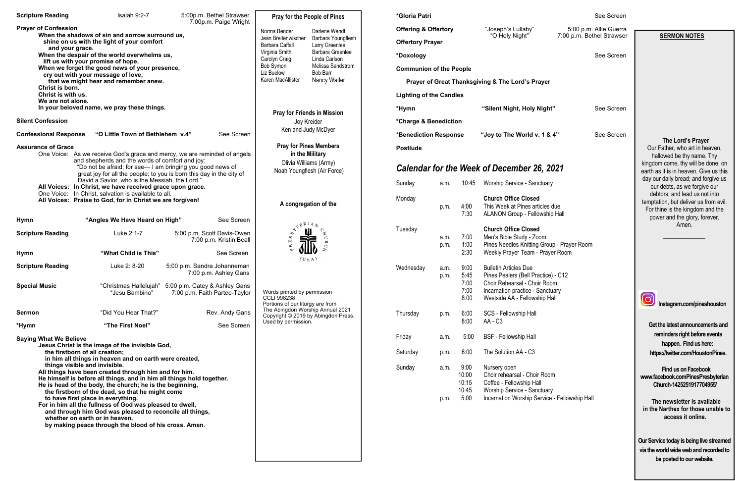**Scripture Reading** Isaiah 9:2-7 5:00p.m. Bethel Strawser
7:00p.m. Paige Wright

**Prayer of Confession**

**When the shadows of sin and sorrow surround us,**
**shine on us with the light of your comfort**
**and your grace.**
**When the despair of the world overwhelms us,**
**lift us with your promise of hope.**
**When we forget the good news of your presence,**
**cry out with your message of love,**
**that we might hear and remember anew.**
**Christ is born.**
**Christ is with us.**
**We are not alone.**
**In your beloved name, we pray these things.**

**Silent Confession**

**Confessional Response** **"O Little Town of Bethlehem v.4"** See Screen

**Assurance of Grace**

One Voice: As we receive God's grace and mercy, we are reminded of angels and shepherds and the words of comfort and joy:
"Do not be afraid; for see— I am bringing you good news of great joy for all the people: to you is born this day in the city of David a Savior, who is the Messiah, the Lord."
**All Voices: In Christ, we have received grace upon grace.**
One Voice: In Christ, salvation is available to all.
**All Voices: Praise to God, for in Christ we are forgiven!**

**Hymn** **"Angles We Have Heard on High"** See Screen

**Scripture Reading** Luke 2:1-7 5:00 p.m. Scott Davis-Owen
7:00 p.m. Kristin Beall

**Hymn** **"What Child is This"** See Screen

**Scripture Reading** Luke 2: 8-20 5:00 p.m. Sandra Johanneman
7:00 p.m. Ashley Gans

**Special Music** "Christmas Hallelujah" 5:00 p.m. Catey & Ashley Gans
"Jesu Bambino" 7:00 p.m. Faith Partee-Taylor

**Sermon** "Did You Hear That?" Rev. Andy Gans

**\*Hymn** **"The First Noel"** See Screen

**Saying What We Believe**

**Jesus Christ is the image of the invisible God,**
**the firstborn of all creation;**
**in him all things in heaven and on earth were created,**
**things visible and invisible.**
**All things have been created through him and for him.**
**He himself is before all things, and in him all things hold together.**
**He is head of the body, the church; he is the beginning,**
**the firstborn of the dead, so that he might come**
**to have first place in everything.**
**For in him all the fullness of God was pleased to dwell,**
**and through him God was pleased to reconcile all things,**
**whether on earth or in heaven,**
**by making peace through the blood of his cross. Amen.**

**Pray for the People of Pines**

Norma Bender
Jean Breitenwischer
Barbara Caffall
Virginia Smith
Carolyn Craig
Bob Symon
Liz Buelow
Karen MacAllister
Darlene Wendt
Barbara Youngflesh
Larry Greenlee
Barbara Greenlee
Linda Carlson
Melissa Sandstrom
Bob Barr
Nancy Watler

**Pray for Friends in Mission**

Joy Kreider
Ken and Judy McDyer

**Pray for Pines Members in the Military**

Olivia Williams (Army)
Noah Youngflesh (Air Force)

**A congregation of the**

PRESBYTERIAN CHURCH (USA)

Words printed by permission
CCLI 998238
Portions of our liturgy are from
The Abingdon Worship Annual 2021
Copyright © 2019 by Abingdon Press.
Used by permission.

**\*Gloria Patri** See Screen

**Offering & Offertory** "Joseph's Lullaby" 5:00 p.m. Allie Guerra
"O Holy Night" 7:00 p.m. Bethel Strawser

**Offertory Prayer**

**\*Doxology** See Screen

**Communion of the People**

**Prayer of Great Thanksgiving & The Lord's Prayer**

**Lighting of the Candles**

**\*Hymn** **"Silent Night, Holy Night"** See Screen

**\*Charge & Benediction**

**\*Benediction Response** **"Joy to The World v. 1 & 4"** See Screen

**Postlude**

## *Calendar for the Week of December 26, 2021*

| | | | |
|---|---|---|---|
| Sunday | a.m. | 10:45 | Worship Service - Sanctuary |
| Monday | | | **Church Office Closed** |
| | p.m. | 4:00 | This Week at Pines articles due |
| | | 7:30 | ALANON Group - Fellowship Hall |
| Tuesday | | | **Church Office Closed** |
| | a.m. | 7:00 | Men's Bible Study - Zoom |
| | p.m. | 1:00 | Pines Needles Knitting Group - Prayer Room |
| | | 2:30 | Weekly Prayer Team - Prayer Room |
| Wednesday | a.m. | 9:00 | Bulletin Articles Due |
| | p.m. | 5:45 | Pines Pealers (Bell Practice) - C12 |
| | | 7:00 | Choir Rehearsal - Choir Room |
| | | 7:00 | Incarnation practice - Sanctuary |
| | | 8:00 | Westside AA - Fellowship Hall |
| Thursday | p.m. | 6:00 | SCS - Fellowship Hall |
| | | 8:00 | AA - C3 |
| Friday | a.m. | 5:00 | BSF - Fellowship Hall |
| Saturday | p.m. | 6:00 | The Solution AA - C3 |
| Sunday | a.m. | 9:00 | Nursery open |
| | | 10:00 | Choir rehearsal - Choir Room |
| | | 10:15 | Coffee - Fellowship Hall |
| | | 10:45 | Worship Service - Sanctuary |
| | p.m. | 5:00 | Incarnation Worship Service - Fellowship Hall |

**SERMON NOTES**

**The Lord's Prayer**

Our Father, who art in heaven, hallowed be thy name. Thy kingdom come, thy will be done, on earth as it is in heaven. Give us this day our daily bread; and forgive us our debts, as we forgive our debtors; and lead us not into temptation, but deliver us from evil. For thine is the kingdom and the power and the glory, forever. Amen.

**Instagram.com/pineshouston**

**Get the latest announcements and reminders right before events happen. Find us here: https://twitter.com/HoustonPines.**

**Find us on Facebook www.facebook.comPinesPresbyterian Church-1425251917704955/**

**The newsletter is available in the Narthex for those unable to access it online.**

**Our Service today is being live streamed via the world wide web and recorded to be posted to our website.**